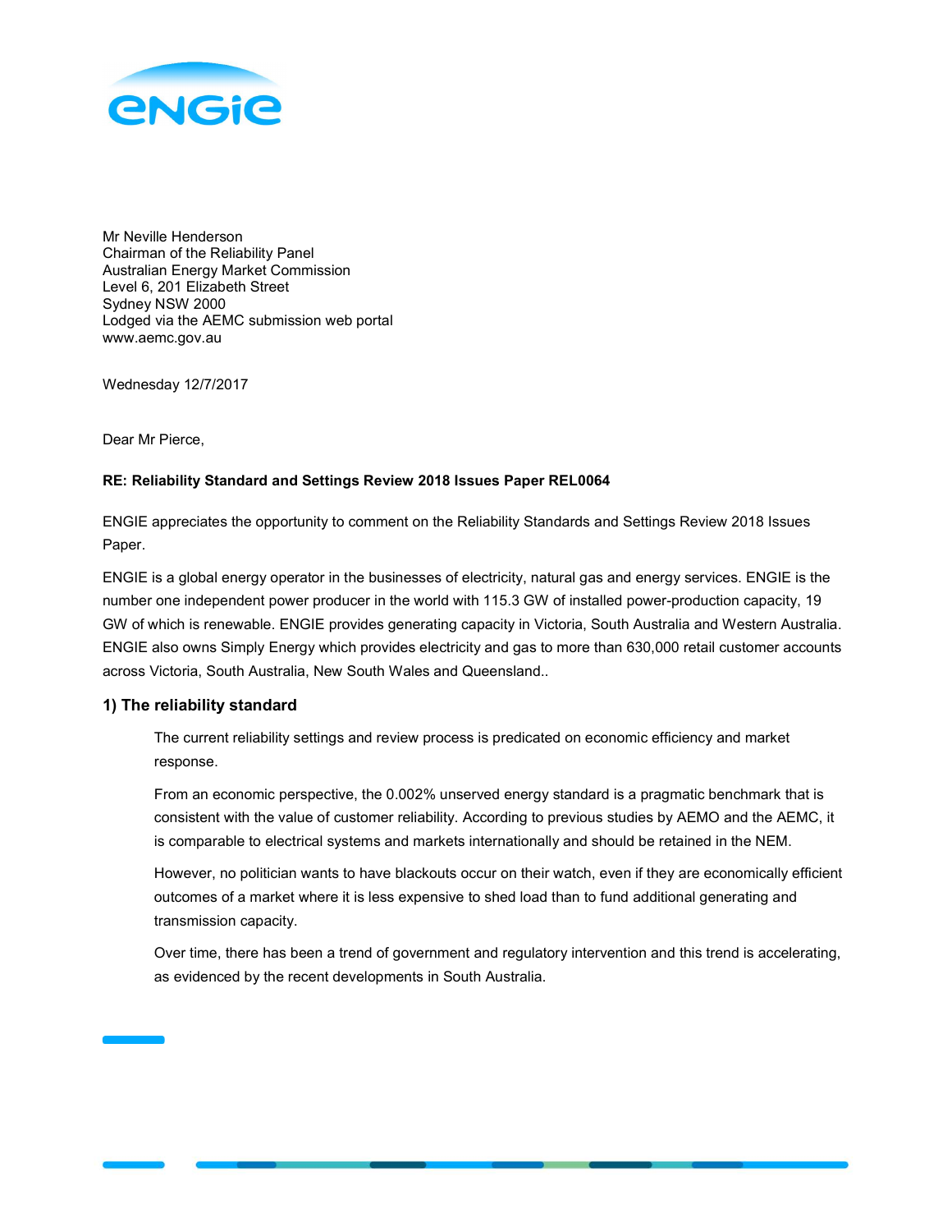Mr Neville Henderson
Chairman of the Reliability Panel
Australian Energy Market Commission
Level 6, 201 Elizabeth Street
Sydney NSW 2000
Lodged via the AEMC submission web portal
www.aemc.gov.au

Wednesday 12/7/2017

Dear Mr Pierce,

**RE: Reliability Standard and Settings Review 2018 Issues Paper REL0064**

ENGIE appreciates the opportunity to comment on the Reliability Standards and Settings Review 2018 Issues Paper.

ENGIE is a global energy operator in the businesses of electricity, natural gas and energy services. ENGIE is the number one independent power producer in the world with 115.3 GW of installed power-production capacity, 19 GW of which is renewable. ENGIE provides generating capacity in Victoria, South Australia and Western Australia. ENGIE also owns Simply Energy which provides electricity and gas to more than 630,000 retail customer accounts across Victoria, South Australia, New South Wales and Queensland..

## 1) The reliability standard

The current reliability settings and review process is predicated on economic efficiency and market response.

From an economic perspective, the 0.002% unserved energy standard is a pragmatic benchmark that is consistent with the value of customer reliability. According to previous studies by AEMO and the AEMC, it is comparable to electrical systems and markets internationally and should be retained in the NEM.

However, no politician wants to have blackouts occur on their watch, even if they are economically efficient outcomes of a market where it is less expensive to shed load than to fund additional generating and transmission capacity.

Over time, there has been a trend of government and regulatory intervention and this trend is accelerating, as evidenced by the recent developments in South Australia.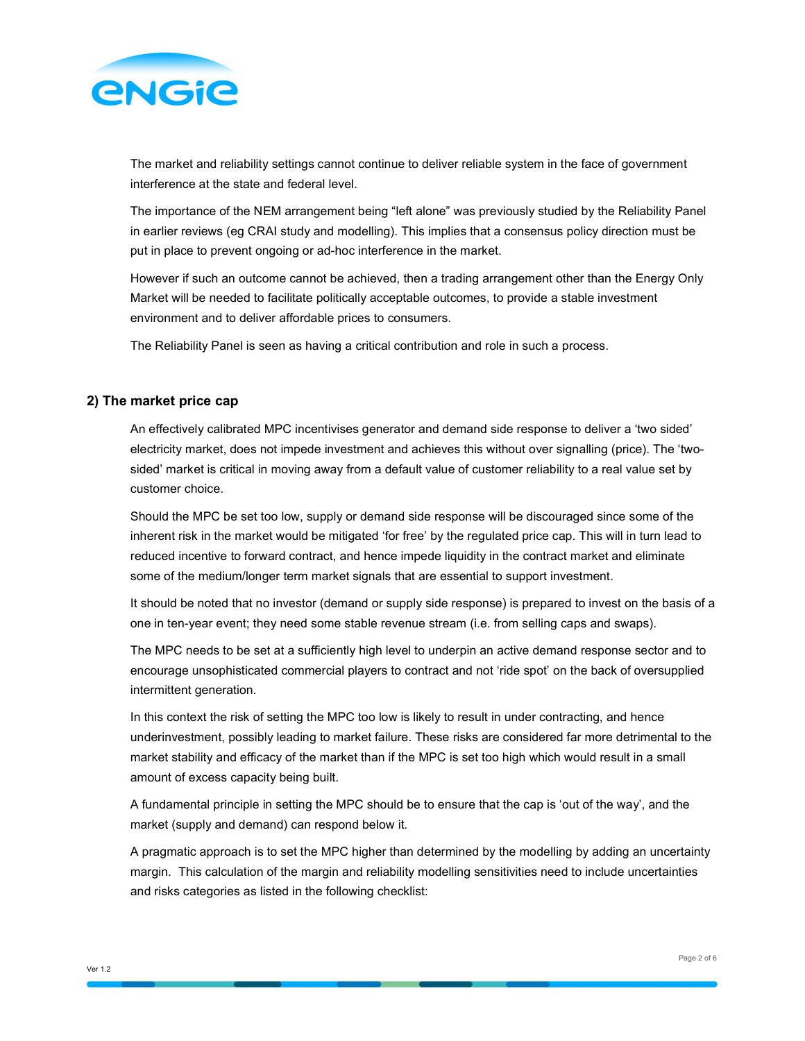The market and reliability settings cannot continue to deliver reliable system in the face of government interference at the state and federal level.

The importance of the NEM arrangement being "left alone" was previously studied by the Reliability Panel in earlier reviews (eg CRAI study and modelling). This implies that a consensus policy direction must be put in place to prevent ongoing or ad-hoc interference in the market.

However if such an outcome cannot be achieved, then a trading arrangement other than the Energy Only Market will be needed to facilitate politically acceptable outcomes, to provide a stable investment environment and to deliver affordable prices to consumers.

The Reliability Panel is seen as having a critical contribution and role in such a process.

## 2) The market price cap

An effectively calibrated MPC incentivises generator and demand side response to deliver a 'two sided' electricity market, does not impede investment and achieves this without over signalling (price). The 'two-sided' market is critical in moving away from a default value of customer reliability to a real value set by customer choice.

Should the MPC be set too low, supply or demand side response will be discouraged since some of the inherent risk in the market would be mitigated 'for free' by the regulated price cap. This will in turn lead to reduced incentive to forward contract, and hence impede liquidity in the contract market and eliminate some of the medium/longer term market signals that are essential to support investment.

It should be noted that no investor (demand or supply side response) is prepared to invest on the basis of a one in ten-year event; they need some stable revenue stream (i.e. from selling caps and swaps).

The MPC needs to be set at a sufficiently high level to underpin an active demand response sector and to encourage unsophisticated commercial players to contract and not 'ride spot' on the back of oversupplied intermittent generation.

In this context the risk of setting the MPC too low is likely to result in under contracting, and hence underinvestment, possibly leading to market failure. These risks are considered far more detrimental to the market stability and efficacy of the market than if the MPC is set too high which would result in a small amount of excess capacity being built.

A fundamental principle in setting the MPC should be to ensure that the cap is 'out of the way', and the market (supply and demand) can respond below it.

A pragmatic approach is to set the MPC higher than determined by the modelling by adding an uncertainty margin. This calculation of the margin and reliability modelling sensitivities need to include uncertainties and risks categories as listed in the following checklist: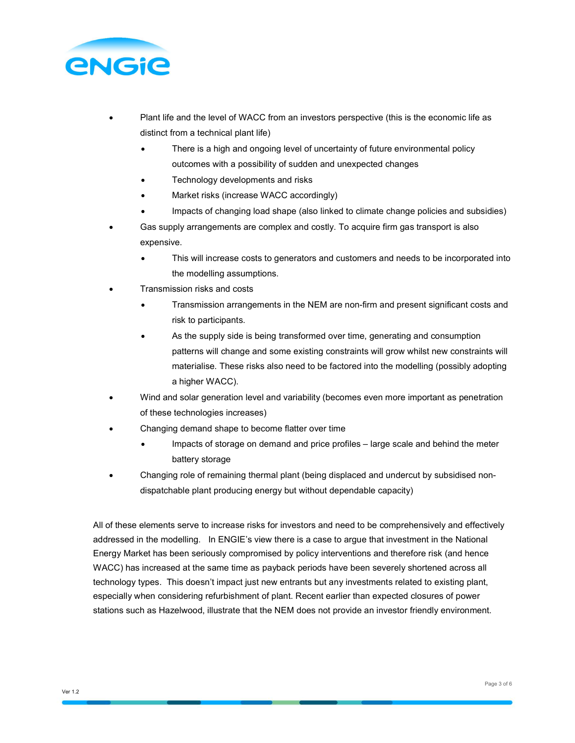- Plant life and the level of WACC from an investors perspective (this is the economic life as distinct from a technical plant life)
  - There is a high and ongoing level of uncertainty of future environmental policy outcomes with a possibility of sudden and unexpected changes
  - Technology developments and risks
  - Market risks (increase WACC accordingly)
  - Impacts of changing load shape (also linked to climate change policies and subsidies)
- Gas supply arrangements are complex and costly. To acquire firm gas transport is also expensive.
  - This will increase costs to generators and customers and needs to be incorporated into the modelling assumptions.
- Transmission risks and costs
  - Transmission arrangements in the NEM are non-firm and present significant costs and risk to participants.
  - As the supply side is being transformed over time, generating and consumption patterns will change and some existing constraints will grow whilst new constraints will materialise. These risks also need to be factored into the modelling (possibly adopting a higher WACC).
- Wind and solar generation level and variability (becomes even more important as penetration of these technologies increases)
- Changing demand shape to become flatter over time
  - Impacts of storage on demand and price profiles – large scale and behind the meter battery storage
- Changing role of remaining thermal plant (being displaced and undercut by subsidised non-dispatchable plant producing energy but without dependable capacity)

All of these elements serve to increase risks for investors and need to be comprehensively and effectively addressed in the modelling. In ENGIE's view there is a case to argue that investment in the National Energy Market has been seriously compromised by policy interventions and therefore risk (and hence WACC) has increased at the same time as payback periods have been severely shortened across all technology types. This doesn't impact just new entrants but any investments related to existing plant, especially when considering refurbishment of plant. Recent earlier than expected closures of power stations such as Hazelwood, illustrate that the NEM does not provide an investor friendly environment.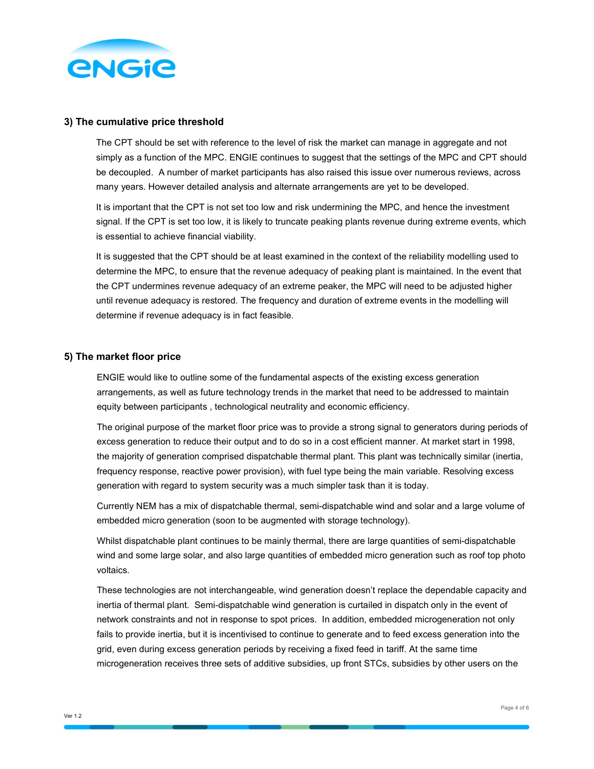### 3) The cumulative price threshold

The CPT should be set with reference to the level of risk the market can manage in aggregate and not simply as a function of the MPC. ENGIE continues to suggest that the settings of the MPC and CPT should be decoupled. A number of market participants has also raised this issue over numerous reviews, across many years. However detailed analysis and alternate arrangements are yet to be developed.

It is important that the CPT is not set too low and risk undermining the MPC, and hence the investment signal. If the CPT is set too low, it is likely to truncate peaking plants revenue during extreme events, which is essential to achieve financial viability.

It is suggested that the CPT should be at least examined in the context of the reliability modelling used to determine the MPC, to ensure that the revenue adequacy of peaking plant is maintained. In the event that the CPT undermines revenue adequacy of an extreme peaker, the MPC will need to be adjusted higher until revenue adequacy is restored. The frequency and duration of extreme events in the modelling will determine if revenue adequacy is in fact feasible.

### 5) The market floor price

ENGIE would like to outline some of the fundamental aspects of the existing excess generation arrangements, as well as future technology trends in the market that need to be addressed to maintain equity between participants , technological neutrality and economic efficiency.

The original purpose of the market floor price was to provide a strong signal to generators during periods of excess generation to reduce their output and to do so in a cost efficient manner. At market start in 1998, the majority of generation comprised dispatchable thermal plant. This plant was technically similar (inertia, frequency response, reactive power provision), with fuel type being the main variable. Resolving excess generation with regard to system security was a much simpler task than it is today.

Currently NEM has a mix of dispatchable thermal, semi-dispatchable wind and solar and a large volume of embedded micro generation (soon to be augmented with storage technology).

Whilst dispatchable plant continues to be mainly thermal, there are large quantities of semi-dispatchable wind and some large solar, and also large quantities of embedded micro generation such as roof top photo voltaics.

These technologies are not interchangeable, wind generation doesn't replace the dependable capacity and inertia of thermal plant. Semi-dispatchable wind generation is curtailed in dispatch only in the event of network constraints and not in response to spot prices. In addition, embedded microgeneration not only fails to provide inertia, but it is incentivised to continue to generate and to feed excess generation into the grid, even during excess generation periods by receiving a fixed feed in tariff. At the same time microgeneration receives three sets of additive subsidies, up front STCs, subsidies by other users on the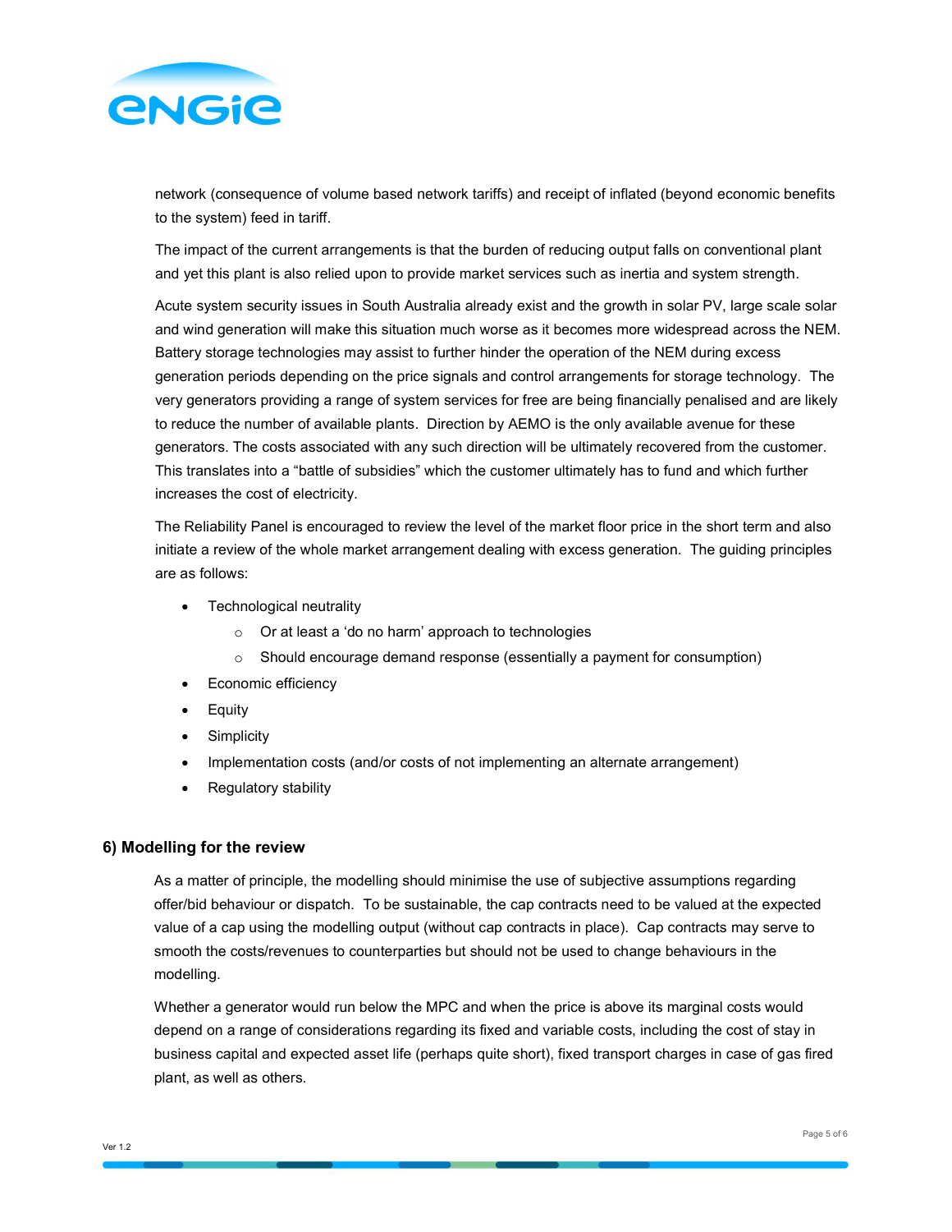network (consequence of volume based network tariffs) and receipt of inflated (beyond economic benefits to the system) feed in tariff.

The impact of the current arrangements is that the burden of reducing output falls on conventional plant and yet this plant is also relied upon to provide market services such as inertia and system strength.

Acute system security issues in South Australia already exist and the growth in solar PV, large scale solar and wind generation will make this situation much worse as it becomes more widespread across the NEM. Battery storage technologies may assist to further hinder the operation of the NEM during excess generation periods depending on the price signals and control arrangements for storage technology. The very generators providing a range of system services for free are being financially penalised and are likely to reduce the number of available plants. Direction by AEMO is the only available avenue for these generators. The costs associated with any such direction will be ultimately recovered from the customer. This translates into a "battle of subsidies" which the customer ultimately has to fund and which further increases the cost of electricity.

The Reliability Panel is encouraged to review the level of the market floor price in the short term and also initiate a review of the whole market arrangement dealing with excess generation. The guiding principles are as follows:

- Technological neutrality
  - Or at least a 'do no harm' approach to technologies
  - Should encourage demand response (essentially a payment for consumption)
- Economic efficiency
- Equity
- Simplicity
- Implementation costs (and/or costs of not implementing an alternate arrangement)
- Regulatory stability

## 6) Modelling for the review

As a matter of principle, the modelling should minimise the use of subjective assumptions regarding offer/bid behaviour or dispatch. To be sustainable, the cap contracts need to be valued at the expected value of a cap using the modelling output (without cap contracts in place). Cap contracts may serve to smooth the costs/revenues to counterparties but should not be used to change behaviours in the modelling.

Whether a generator would run below the MPC and when the price is above its marginal costs would depend on a range of considerations regarding its fixed and variable costs, including the cost of stay in business capital and expected asset life (perhaps quite short), fixed transport charges in case of gas fired plant, as well as others.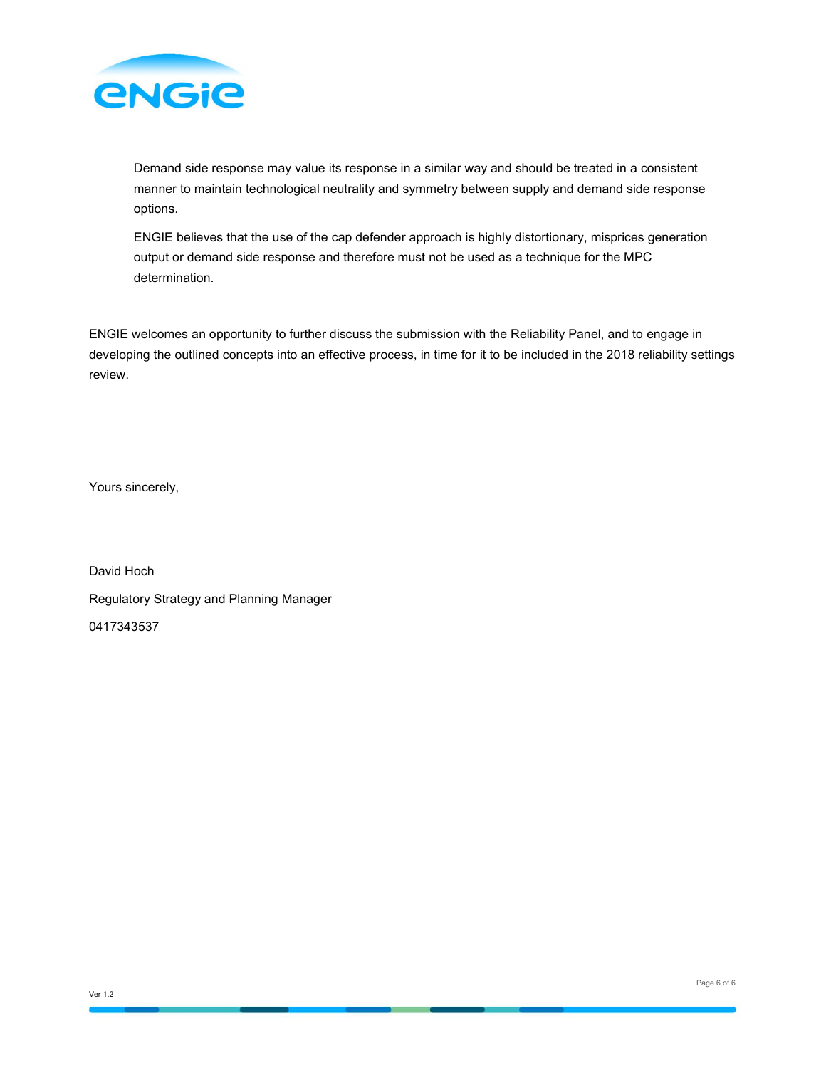Demand side response may value its response in a similar way and should be treated in a consistent manner to maintain technological neutrality and symmetry between supply and demand side response options.

ENGIE believes that the use of the cap defender approach is highly distortionary, misprices generation output or demand side response and therefore must not be used as a technique for the MPC determination.

ENGIE welcomes an opportunity to further discuss the submission with the Reliability Panel, and to engage in developing the outlined concepts into an effective process, in time for it to be included in the 2018 reliability settings review.

Yours sincerely,

David Hoch

Regulatory Strategy and Planning Manager

0417343537